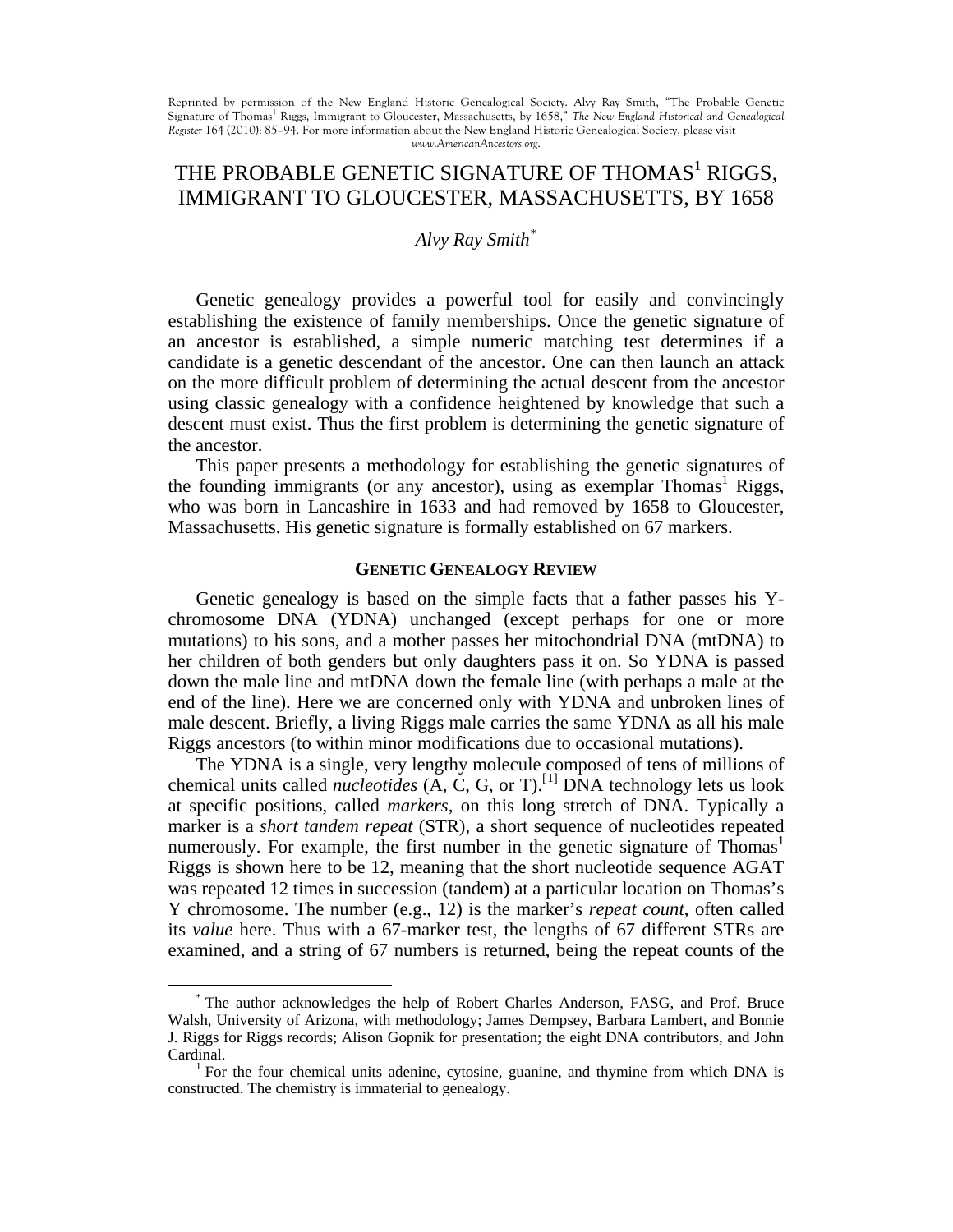Reprinted by permission of the New England Historic Genealogical Society. Alvy Ray Smith, "The Probable Genetic Signature of Thomas[1] Riggs, Immigrant to Gloucester, Massachusetts, by 1658," *The New England Historical and Genealogical Register* 164 (2010): 85–94. For more information about the New England Historic Genealogical Society, please visit *www.AmericanAncestors.org*.

# THE PROBABLE GENETIC SIGNATURE OF THOMAS[1] RIGGS, IMMIGRANT TO GLOUCESTER, MASSACHUSETTS, BY 1658

*Alvy Ray Smith*[*]

Genetic genealogy provides a powerful tool for easily and convincingly establishing the existence of family memberships. Once the genetic signature of an ancestor is established, a simple numeric matching test determines if a candidate is a genetic descendant of the ancestor. One can then launch an attack on the more difficult problem of determining the actual descent from the ancestor using classic genealogy with a confidence heightened by knowledge that such a descent must exist. Thus the first problem is determining the genetic signature of the ancestor.

This paper presents a methodology for establishing the genetic signatures of the founding immigrants (or any ancestor), using as exemplar Thomas[1] Riggs, who was born in Lancashire in 1633 and had removed by 1658 to Gloucester, Massachusetts. His genetic signature is formally established on 67 markers.

## GENETIC GENEALOGY REVIEW

Genetic genealogy is based on the simple facts that a father passes his Y-chromosome DNA (YDNA) unchanged (except perhaps for one or more mutations) to his sons, and a mother passes her mitochondrial DNA (mtDNA) to her children of both genders but only daughters pass it on. So YDNA is passed down the male line and mtDNA down the female line (with perhaps a male at the end of the line). Here we are concerned only with YDNA and unbroken lines of male descent. Briefly, a living Riggs male carries the same YDNA as all his male Riggs ancestors (to within minor modifications due to occasional mutations).

The YDNA is a single, very lengthy molecule composed of tens of millions of chemical units called *nucleotides* (A, C, G, or T).[1] DNA technology lets us look at specific positions, called *markers*, on this long stretch of DNA. Typically a marker is a *short tandem repeat* (STR), a short sequence of nucleotides repeated numerously. For example, the first number in the genetic signature of Thomas[1] Riggs is shown here to be 12, meaning that the short nucleotide sequence AGAT was repeated 12 times in succession (tandem) at a particular location on Thomas's Y chromosome. The number (e.g., 12) is the marker's *repeat count*, often called its *value* here. Thus with a 67-marker test, the lengths of 67 different STRs are examined, and a string of 67 numbers is returned, being the repeat counts of the

---

[*] The author acknowledges the help of Robert Charles Anderson, FASG, and Prof. Bruce Walsh, University of Arizona, with methodology; James Dempsey, Barbara Lambert, and Bonnie J. Riggs for Riggs records; Alison Gopnik for presentation; the eight DNA contributors, and John Cardinal.

[1] For the four chemical units adenine, cytosine, guanine, and thymine from which DNA is constructed. The chemistry is immaterial to genealogy.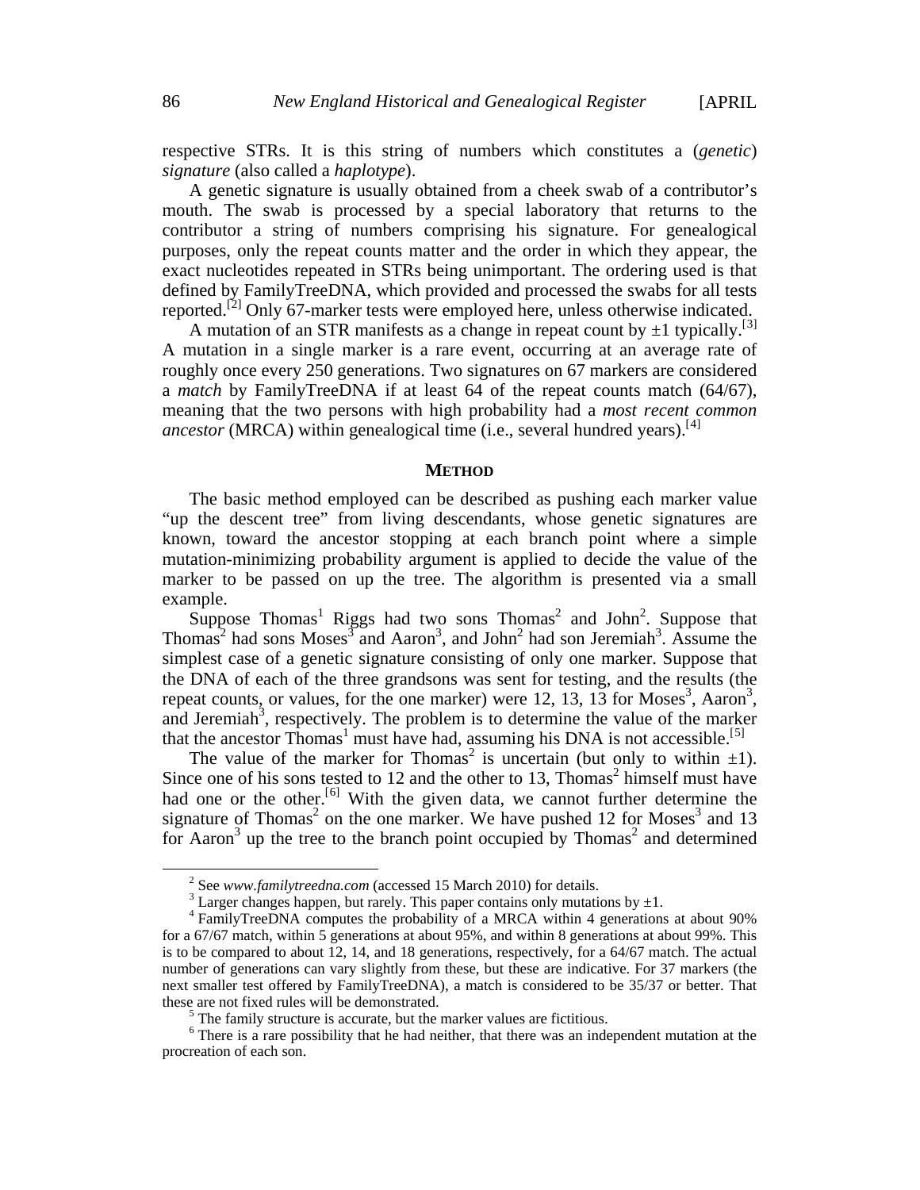respective STRs. It is this string of numbers which constitutes a (*genetic*) *signature* (also called a *haplotype*).

A genetic signature is usually obtained from a cheek swab of a contributor's mouth. The swab is processed by a special laboratory that returns to the contributor a string of numbers comprising his signature. For genealogical purposes, only the repeat counts matter and the order in which they appear, the exact nucleotides repeated in STRs being unimportant. The ordering used is that defined by FamilyTreeDNA, which provided and processed the swabs for all tests reported.[2] Only 67-marker tests were employed here, unless otherwise indicated.

A mutation of an STR manifests as a change in repeat count by ±1 typically.[3] A mutation in a single marker is a rare event, occurring at an average rate of roughly once every 250 generations. Two signatures on 67 markers are considered a *match* by FamilyTreeDNA if at least 64 of the repeat counts match (64/67), meaning that the two persons with high probability had a *most recent common ancestor* (MRCA) within genealogical time (i.e., several hundred years).[4]

## METHOD

The basic method employed can be described as pushing each marker value "up the descent tree" from living descendants, whose genetic signatures are known, toward the ancestor stopping at each branch point where a simple mutation-minimizing probability argument is applied to decide the value of the marker to be passed on up the tree. The algorithm is presented via a small example.

Suppose Thomas$^1$ Riggs had two sons Thomas$^2$ and John$^2$. Suppose that Thomas$^2$ had sons Moses$^3$ and Aaron$^3$, and John$^2$ had son Jeremiah$^3$. Assume the simplest case of a genetic signature consisting of only one marker. Suppose that the DNA of each of the three grandsons was sent for testing, and the results (the repeat counts, or values, for the one marker) were 12, 13, 13 for Moses$^3$, Aaron$^3$, and Jeremiah$^3$, respectively. The problem is to determine the value of the marker that the ancestor Thomas$^1$ must have had, assuming his DNA is not accessible.[5]

The value of the marker for Thomas$^2$ is uncertain (but only to within ±1). Since one of his sons tested to 12 and the other to 13, Thomas$^2$ himself must have had one or the other.[6] With the given data, we cannot further determine the signature of Thomas$^2$ on the one marker. We have pushed 12 for Moses$^3$ and 13 for Aaron$^3$ up the tree to the branch point occupied by Thomas$^2$ and determined

---

[2] See *www.familytreedna.com* (accessed 15 March 2010) for details.

[3] Larger changes happen, but rarely. This paper contains only mutations by ±1.

[4] FamilyTreeDNA computes the probability of a MRCA within 4 generations at about 90% for a 67/67 match, within 5 generations at about 95%, and within 8 generations at about 99%. This is to be compared to about 12, 14, and 18 generations, respectively, for a 64/67 match. The actual number of generations can vary slightly from these, but these are indicative. For 37 markers (the next smaller test offered by FamilyTreeDNA), a match is considered to be 35/37 or better. That these are not fixed rules will be demonstrated.

[5] The family structure is accurate, but the marker values are fictitious.

[6] There is a rare possibility that he had neither, that there was an independent mutation at the procreation of each son.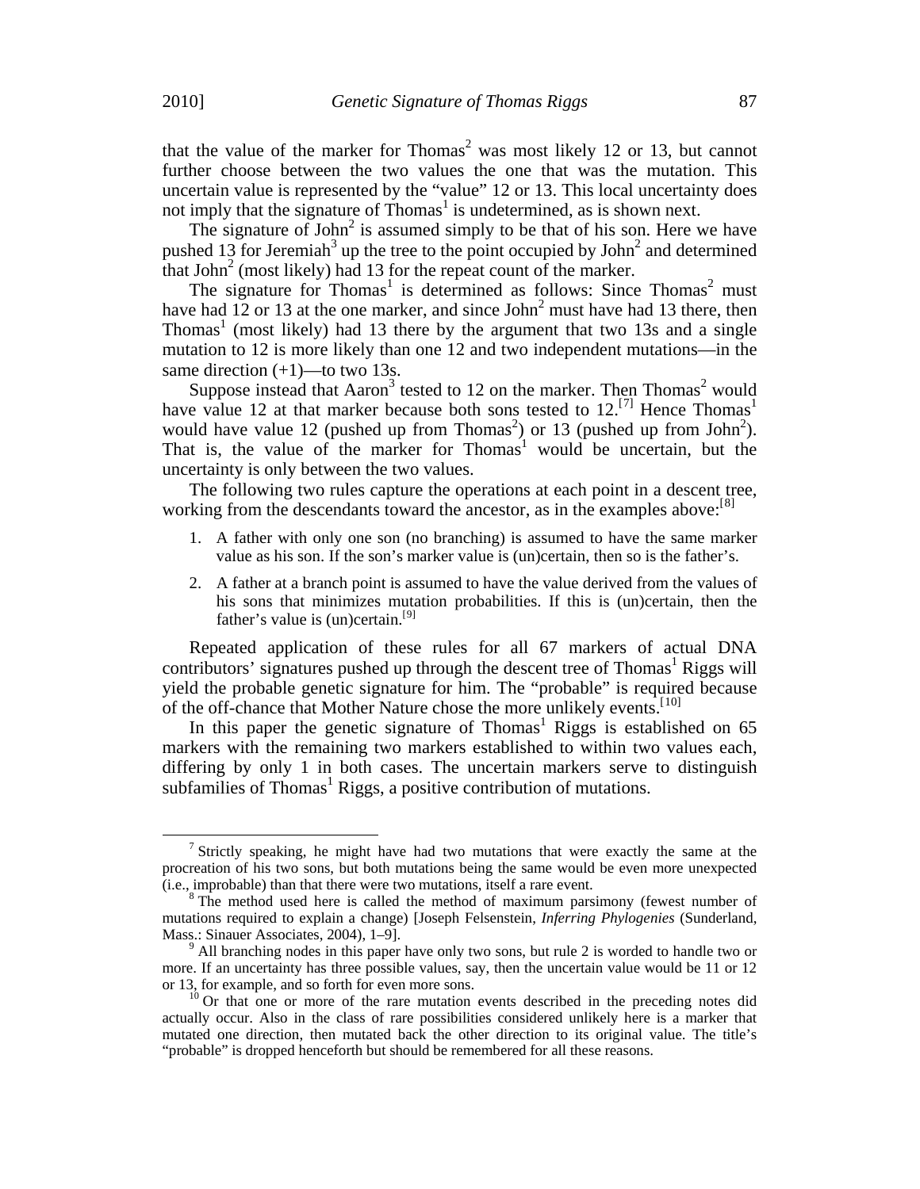that the value of the marker for Thomas[2] was most likely 12 or 13, but cannot further choose between the two values the one that was the mutation. This uncertain value is represented by the "value" 12 or 13. This local uncertainty does not imply that the signature of Thomas[1] is undetermined, as is shown next.

The signature of John[2] is assumed simply to be that of his son. Here we have pushed 13 for Jeremiah[3] up the tree to the point occupied by John[2] and determined that John[2] (most likely) had 13 for the repeat count of the marker.

The signature for Thomas[1] is determined as follows: Since Thomas[2] must have had 12 or 13 at the one marker, and since John[2] must have had 13 there, then Thomas[1] (most likely) had 13 there by the argument that two 13s and a single mutation to 12 is more likely than one 12 and two independent mutations—in the same direction (+1)—to two 13s.

Suppose instead that Aaron[3] tested to 12 on the marker. Then Thomas[2] would have value 12 at that marker because both sons tested to 12.[7] Hence Thomas[1] would have value 12 (pushed up from Thomas[2]) or 13 (pushed up from John[2]). That is, the value of the marker for Thomas[1] would be uncertain, but the uncertainty is only between the two values.

The following two rules capture the operations at each point in a descent tree, working from the descendants toward the ancestor, as in the examples above:[8]

1. A father with only one son (no branching) is assumed to have the same marker value as his son. If the son's marker value is (un)certain, then so is the father's.
2. A father at a branch point is assumed to have the value derived from the values of his sons that minimizes mutation probabilities. If this is (un)certain, then the father's value is (un)certain.[9]

Repeated application of these rules for all 67 markers of actual DNA contributors' signatures pushed up through the descent tree of Thomas[1] Riggs will yield the probable genetic signature for him. The "probable" is required because of the off-chance that Mother Nature chose the more unlikely events.[10]

In this paper the genetic signature of Thomas[1] Riggs is established on 65 markers with the remaining two markers established to within two values each, differing by only 1 in both cases. The uncertain markers serve to distinguish subfamilies of Thomas[1] Riggs, a positive contribution of mutations.

---

[7] Strictly speaking, he might have had two mutations that were exactly the same at the procreation of his two sons, but both mutations being the same would be even more unexpected (i.e., improbable) than that there were two mutations, itself a rare event.

[8] The method used here is called the method of maximum parsimony (fewest number of mutations required to explain a change) [Joseph Felsenstein, *Inferring Phylogenies* (Sunderland, Mass.: Sinauer Associates, 2004), 1–9].

[9] All branching nodes in this paper have only two sons, but rule 2 is worded to handle two or more. If an uncertainty has three possible values, say, then the uncertain value would be 11 or 12 or 13, for example, and so forth for even more sons.

[10] Or that one or more of the rare mutation events described in the preceding notes did actually occur. Also in the class of rare possibilities considered unlikely here is a marker that mutated one direction, then mutated back the other direction to its original value. The title's "probable" is dropped henceforth but should be remembered for all these reasons.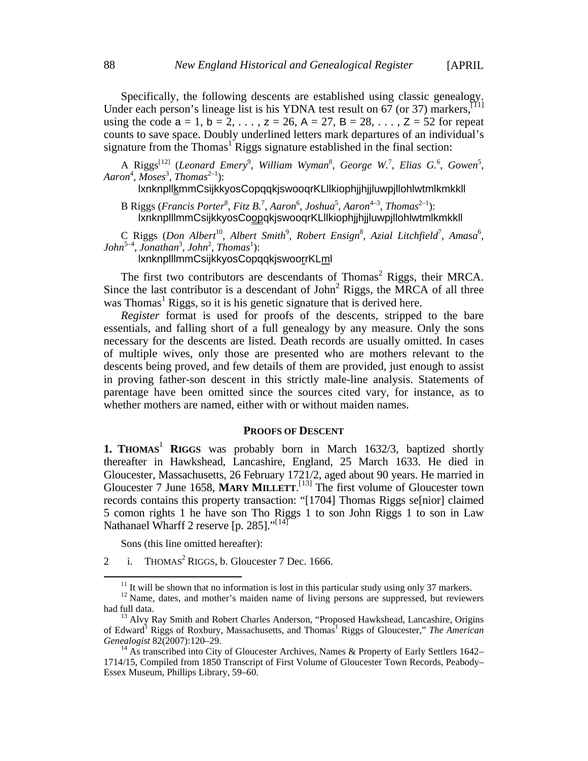Specifically, the following descents are established using classic genealogy. Under each person's lineage list is his YDNA test result on 67 (or 37) markers,[11] using the code a = 1, b = 2, . . . , z = 26, A = 27, B = 28, . . . , Z = 52 for repeat counts to save space. Doubly underlined letters mark departures of an individual's signature from the Thomas[1] Riggs signature established in the final section:

A Riggs[12] (*Leonard Emery*[9], *William Wyman*[8], *George W.*[7], *Elias G.*[6], *Gowen*[5], *Aaron*[4], *Moses*[3], *Thomas*[2–1]):
lxnknpllkmmCsijkkyosCopqqkjswooqrKLllkiophjjhjjluwpjllohlwtmlkmkkll

B Riggs (*Francis Porter*[8], *Fitz B.*[7], *Aaron*[6], *Joshua*[5], *Aaron*[4–3], *Thomas*[2–1]):
lxnknplllmmCsijkkyosCoopqkjswooqrKLllkiophjjhjjluwpjllohlwtmlkmkkll

C Riggs (*Don Albert*[10], *Albert Smith*[9], *Robert Ensign*[8], *Azial Litchfield*[7], *Amasa*[6], *John*[5–4], *Jonathan*[3], *John*[2], *Thomas*[1]):
lxnknplllmmCsijkkyosCopqqkjswoorrKLml

The first two contributors are descendants of Thomas[2] Riggs, their MRCA. Since the last contributor is a descendant of John[2] Riggs, the MRCA of all three was Thomas[1] Riggs, so it is his genetic signature that is derived here.

*Register* format is used for proofs of the descents, stripped to the bare essentials, and falling short of a full genealogy by any measure. Only the sons necessary for the descents are listed. Death records are usually omitted. In cases of multiple wives, only those are presented who are mothers relevant to the descents being proved, and few details of them are provided, just enough to assist in proving father-son descent in this strictly male-line analysis. Statements of parentage have been omitted since the sources cited vary, for instance, as to whether mothers are named, either with or without maiden names.

## PROOFS OF DESCENT

**1. THOMAS[1] RIGGS** was probably born in March 1632/3, baptized shortly thereafter in Hawkshead, Lancashire, England, 25 March 1633. He died in Gloucester, Massachusetts, 26 February 1721/2, aged about 90 years. He married in Gloucester 7 June 1658, **MARY MILLETT**.[13] The first volume of Gloucester town records contains this property transaction: "[1704] Thomas Riggs se[nior] claimed 5 comon rights 1 he have son Tho Riggs 1 to son John Riggs 1 to son in Law Nathanael Wharff 2 reserve [p. 285]."[14]

Sons (this line omitted hereafter):

2 i. THOMAS[2] RIGGS, b. Gloucester 7 Dec. 1666.

---

[11] It will be shown that no information is lost in this particular study using only 37 markers.

[12] Name, dates, and mother's maiden name of living persons are suppressed, but reviewers had full data.

[13] Alvy Ray Smith and Robert Charles Anderson, "Proposed Hawkshead, Lancashire, Origins of Edward[1] Riggs of Roxbury, Massachusetts, and Thomas[1] Riggs of Gloucester," *The American Genealogist* 82(2007):120–29.

[14] As transcribed into City of Gloucester Archives, Names & Property of Early Settlers 1642–1714/15, Compiled from 1850 Transcript of First Volume of Gloucester Town Records, Peabody–Essex Museum, Phillips Library, 59–60.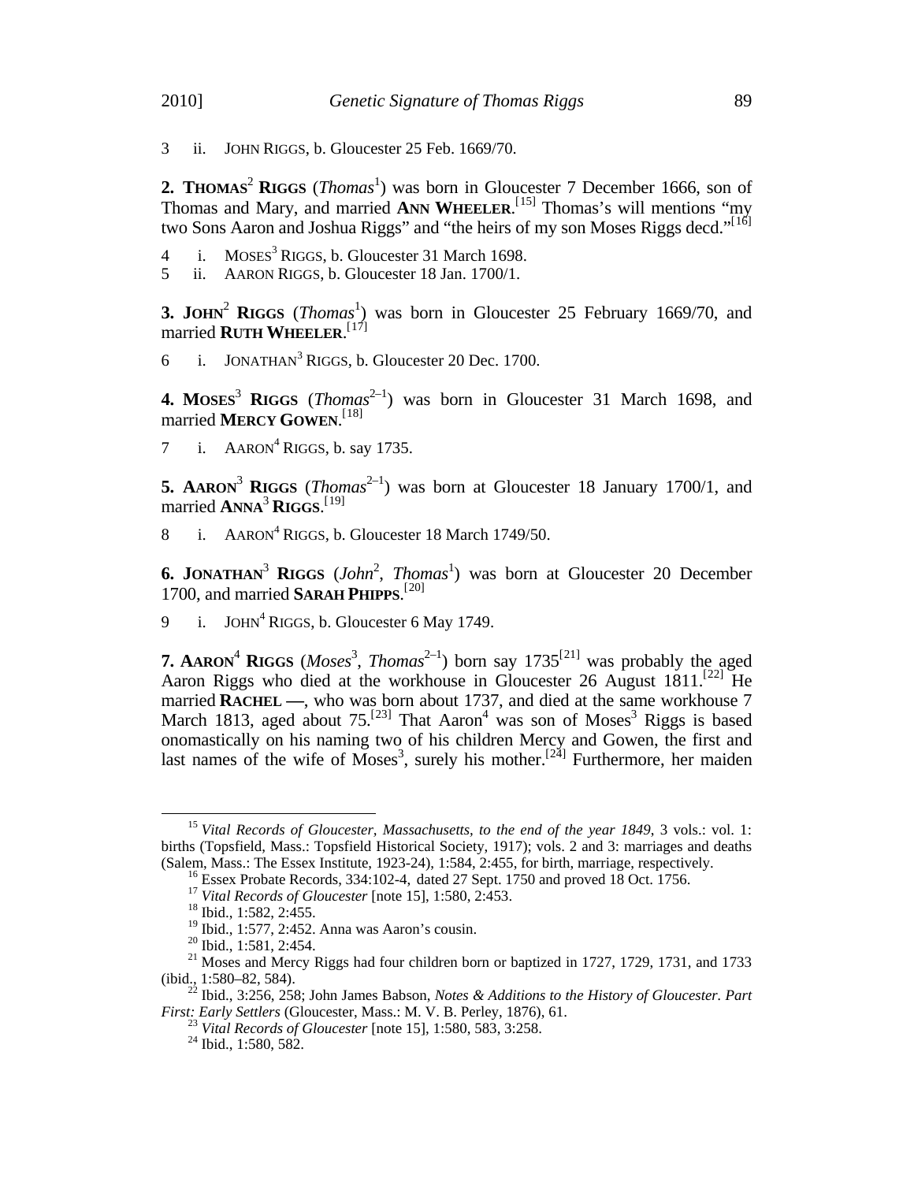3 ii. JOHN RIGGS, b. Gloucester 25 Feb. 1669/70.

**2. THOMAS**[2] **RIGGS** (*Thomas*[1]) was born in Gloucester 7 December 1666, son of Thomas and Mary, and married **ANN WHEELER**.[15] Thomas's will mentions "my two Sons Aaron and Joshua Riggs" and "the heirs of my son Moses Riggs decd."[16]

4 i. MOSES[3] RIGGS, b. Gloucester 31 March 1698.
5 ii. AARON RIGGS, b. Gloucester 18 Jan. 1700/1.

**3. JOHN**[2] **RIGGS** (*Thomas*[1]) was born in Gloucester 25 February 1669/70, and married **RUTH WHEELER**.[17]

6 i. JONATHAN[3] RIGGS, b. Gloucester 20 Dec. 1700.

**4. MOSES**[3] **RIGGS** (*Thomas*[2–1]) was born in Gloucester 31 March 1698, and married **MERCY GOWEN**.[18]

7 i. AARON[4] RIGGS, b. say 1735.

**5. AARON**[3] **RIGGS** (*Thomas*[2–1]) was born at Gloucester 18 January 1700/1, and married **ANNA**[3] **RIGGS**.[19]

8 i. AARON[4] RIGGS, b. Gloucester 18 March 1749/50.

**6. JONATHAN**[3] **RIGGS** (*John*[2], *Thomas*[1]) was born at Gloucester 20 December 1700, and married **SARAH PHIPPS**.[20]

9 i. JOHN[4] RIGGS, b. Gloucester 6 May 1749.

**7. AARON**[4] **RIGGS** (*Moses*[3], *Thomas*[2–1]) born say 1735[21] was probably the aged Aaron Riggs who died at the workhouse in Gloucester 26 August 1811.[22] He married **RACHEL —**, who was born about 1737, and died at the same workhouse 7 March 1813, aged about 75.[23] That Aaron[4] was son of Moses[3] Riggs is based onomastically on his naming two of his children Mercy and Gowen, the first and last names of the wife of Moses[3], surely his mother.[24] Furthermore, her maiden

---

[15] *Vital Records of Gloucester, Massachusetts, to the end of the year 1849*, 3 vols.: vol. 1: births (Topsfield, Mass.: Topsfield Historical Society, 1917); vols. 2 and 3: marriages and deaths (Salem, Mass.: The Essex Institute, 1923-24), 1:584, 2:455, for birth, marriage, respectively.

[16] Essex Probate Records, 334:102-4, dated 27 Sept. 1750 and proved 18 Oct. 1756.

[17] *Vital Records of Gloucester* [note 15], 1:580, 2:453.

[18] Ibid., 1:582, 2:455.

[19] Ibid., 1:577, 2:452. Anna was Aaron's cousin.

[20] Ibid., 1:581, 2:454.

[21] Moses and Mercy Riggs had four children born or baptized in 1727, 1729, 1731, and 1733 (ibid., 1:580–82, 584).

[22] Ibid., 3:256, 258; John James Babson, *Notes & Additions to the History of Gloucester. Part First: Early Settlers* (Gloucester, Mass.: M. V. B. Perley, 1876), 61.

[23] *Vital Records of Gloucester* [note 15], 1:580, 583, 3:258.

[24] Ibid., 1:580, 582.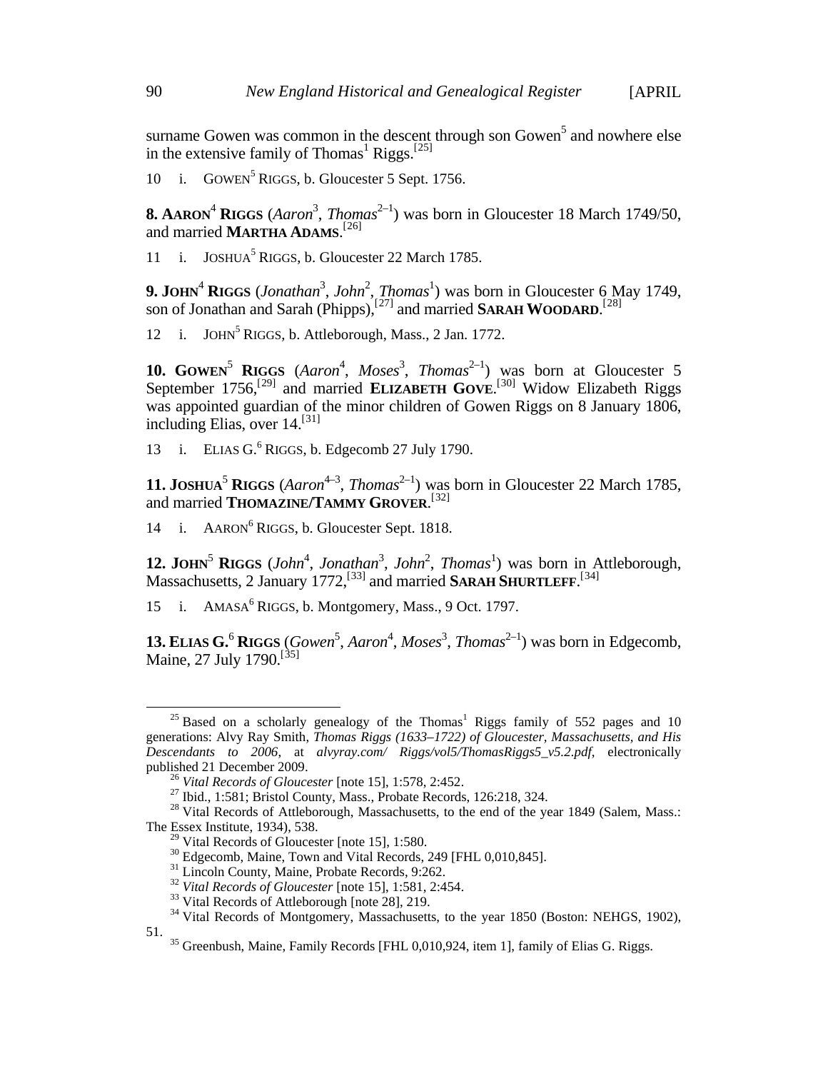surname Gowen was common in the descent through son Gowen$^5$ and nowhere else in the extensive family of Thomas$^1$ Riggs.[25]

10 i. GOWEN$^5$ RIGGS, b. Gloucester 5 Sept. 1756.

**8. AARON$^4$ RIGGS** (*Aaron*$^3$, *Thomas*$^{2–1}$) was born in Gloucester 18 March 1749/50, and married **MARTHA ADAMS**.[26]

11 i. JOSHUA$^5$ RIGGS, b. Gloucester 22 March 1785.

**9. JOHN$^4$ RIGGS** (*Jonathan*$^3$, *John*$^2$, *Thomas*$^1$) was born in Gloucester 6 May 1749, son of Jonathan and Sarah (Phipps),[27] and married **SARAH WOODARD**.[28]

12 i. JOHN$^5$ RIGGS, b. Attleborough, Mass., 2 Jan. 1772.

**10. GOWEN$^5$ RIGGS** (*Aaron*$^4$, *Moses*$^3$, *Thomas*$^{2–1}$) was born at Gloucester 5 September 1756,[29] and married **ELIZABETH GOVE**.[30] Widow Elizabeth Riggs was appointed guardian of the minor children of Gowen Riggs on 8 January 1806, including Elias, over 14.[31]

13 i. ELIAS G.$^6$ RIGGS, b. Edgecomb 27 July 1790.

**11. JOSHUA$^5$ RIGGS** (*Aaron*$^{4–3}$, *Thomas*$^{2–1}$) was born in Gloucester 22 March 1785, and married **THOMAZINE/TAMMY GROVER**.[32]

14 i. AARON$^6$ RIGGS, b. Gloucester Sept. 1818.

**12. JOHN$^5$ RIGGS** (*John*$^4$, *Jonathan*$^3$, *John*$^2$, *Thomas*$^1$) was born in Attleborough, Massachusetts, 2 January 1772,[33] and married **SARAH SHURTLEFF**.[34]

15 i. AMASA$^6$ RIGGS, b. Montgomery, Mass., 9 Oct. 1797.

**13. ELIAS G.$^6$ RIGGS** (*Gowen*$^5$, *Aaron*$^4$, *Moses*$^3$, *Thomas*$^{2–1}$) was born in Edgecomb, Maine, 27 July 1790.[35]

---

[25] Based on a scholarly genealogy of the Thomas$^1$ Riggs family of 552 pages and 10 generations: Alvy Ray Smith, *Thomas Riggs (1633–1722) of Gloucester, Massachusetts, and His Descendants to 2006*, at *alvyray.com/ Riggs/vol5/ThomasRiggs5_v5.2.pdf*, electronically published 21 December 2009.

[26] *Vital Records of Gloucester* [note 15], 1:578, 2:452.

[27] Ibid., 1:581; Bristol County, Mass., Probate Records, 126:218, 324.

[28] Vital Records of Attleborough, Massachusetts, to the end of the year 1849 (Salem, Mass.: The Essex Institute, 1934), 538.

[29] Vital Records of Gloucester [note 15], 1:580.

[30] Edgecomb, Maine, Town and Vital Records, 249 [FHL 0,010,845].

[31] Lincoln County, Maine, Probate Records, 9:262.

[32] *Vital Records of Gloucester* [note 15], 1:581, 2:454.

[33] Vital Records of Attleborough [note 28], 219.

[34] Vital Records of Montgomery, Massachusetts, to the year 1850 (Boston: NEHGS, 1902), 51.

[35] Greenbush, Maine, Family Records [FHL 0,010,924, item 1], family of Elias G. Riggs.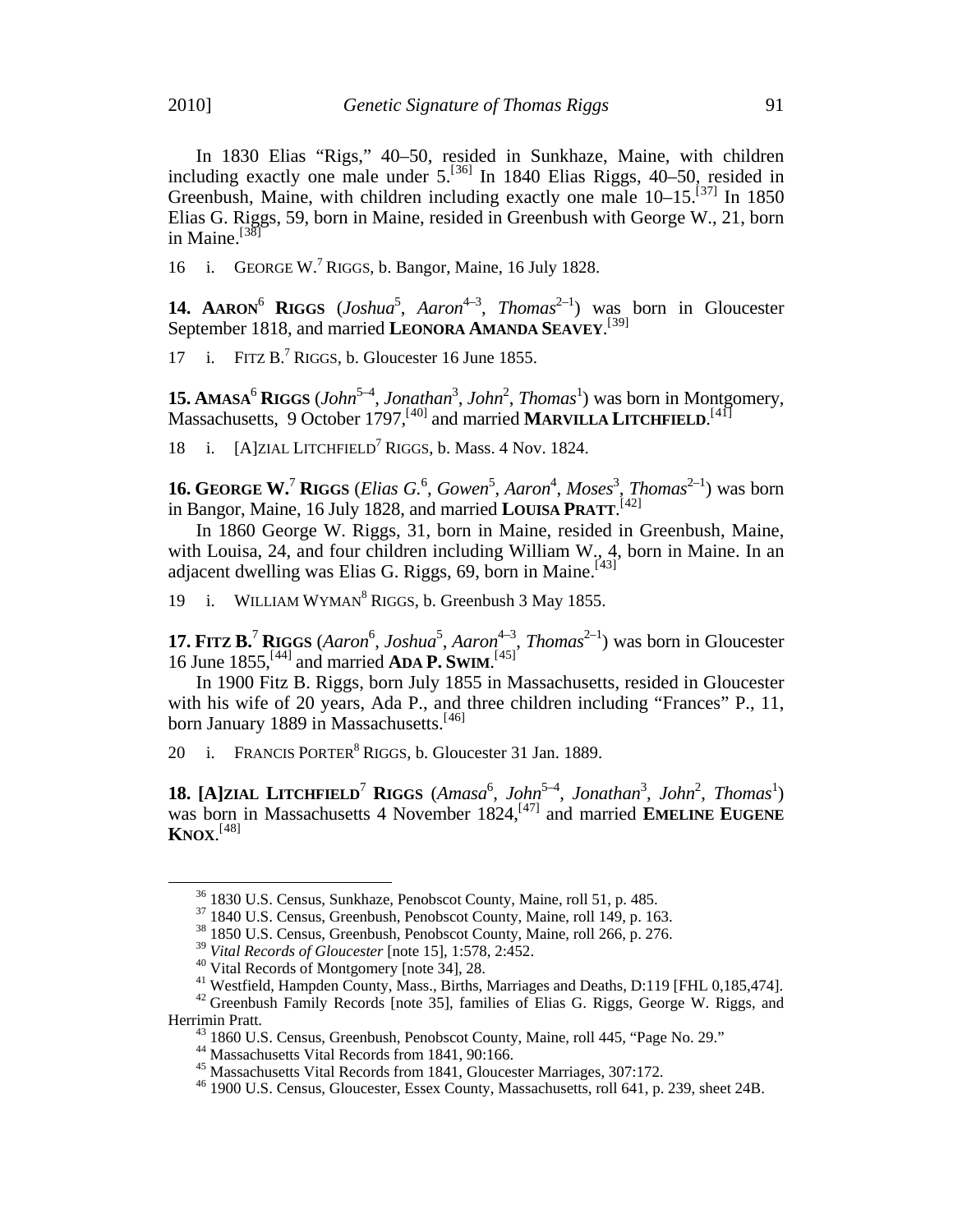In 1830 Elias "Rigs," 40–50, resided in Sunkhaze, Maine, with children including exactly one male under 5.[36] In 1840 Elias Riggs, 40–50, resided in Greenbush, Maine, with children including exactly one male 10–15.[37] In 1850 Elias G. Riggs, 59, born in Maine, resided in Greenbush with George W., 21, born in Maine.[38]

16 i. GEORGE W.[7] RIGGS, b. Bangor, Maine, 16 July 1828.

**14. AARON**[6] **RIGGS** (*Joshua*[5], *Aaron*[4–3], *Thomas*[2–1]) was born in Gloucester September 1818, and married **LEONORA AMANDA SEAVEY**.[39]

17 i. FITZ B.[7] RIGGS, b. Gloucester 16 June 1855.

**15. AMASA**[6] **RIGGS** (*John*[5–4], *Jonathan*[3], *John*[2], *Thomas*[1]) was born in Montgomery, Massachusetts, 9 October 1797,[40] and married **MARVILLA LITCHFIELD**.[41]

18 i. [A]ZIAL LITCHFIELD[7] RIGGS, b. Mass. 4 Nov. 1824.

**16. GEORGE W.**[7] **RIGGS** (*Elias G.*[6], *Gowen*[5], *Aaron*[4], *Moses*[3], *Thomas*[2–1]) was born in Bangor, Maine, 16 July 1828, and married **LOUISA PRATT**.[42]

In 1860 George W. Riggs, 31, born in Maine, resided in Greenbush, Maine, with Louisa, 24, and four children including William W., 4, born in Maine. In an adjacent dwelling was Elias G. Riggs, 69, born in Maine.[43]

19 i. WILLIAM WYMAN[8] RIGGS, b. Greenbush 3 May 1855.

**17. FITZ B.**[7] **RIGGS** (*Aaron*[6], *Joshua*[5], *Aaron*[4–3], *Thomas*[2–1]) was born in Gloucester 16 June 1855,[44] and married **ADA P. SWIM**.[45]

In 1900 Fitz B. Riggs, born July 1855 in Massachusetts, resided in Gloucester with his wife of 20 years, Ada P., and three children including "Frances" P., 11, born January 1889 in Massachusetts.[46]

20 i. FRANCIS PORTER[8] RIGGS, b. Gloucester 31 Jan. 1889.

**18. [A]ZIAL LITCHFIELD**[7] **RIGGS** (*Amasa*[6], *John*[5–4], *Jonathan*[3], *John*[2], *Thomas*[1]) was born in Massachusetts 4 November 1824,[47] and married **EMELINE EUGENE KNOX**.[48]

---

[36] 1830 U.S. Census, Sunkhaze, Penobscot County, Maine, roll 51, p. 485.

[37] 1840 U.S. Census, Greenbush, Penobscot County, Maine, roll 149, p. 163.

[38] 1850 U.S. Census, Greenbush, Penobscot County, Maine, roll 266, p. 276.

[39] *Vital Records of Gloucester* [note 15], 1:578, 2:452.

[40] Vital Records of Montgomery [note 34], 28.

[41] Westfield, Hampden County, Mass., Births, Marriages and Deaths, D:119 [FHL 0,185,474].

[42] Greenbush Family Records [note 35], families of Elias G. Riggs, George W. Riggs, and Herrimin Pratt.

[43] 1860 U.S. Census, Greenbush, Penobscot County, Maine, roll 445, "Page No. 29."

[44] Massachusetts Vital Records from 1841, 90:166.

[45] Massachusetts Vital Records from 1841, Gloucester Marriages, 307:172.

[46] 1900 U.S. Census, Gloucester, Essex County, Massachusetts, roll 641, p. 239, sheet 24B.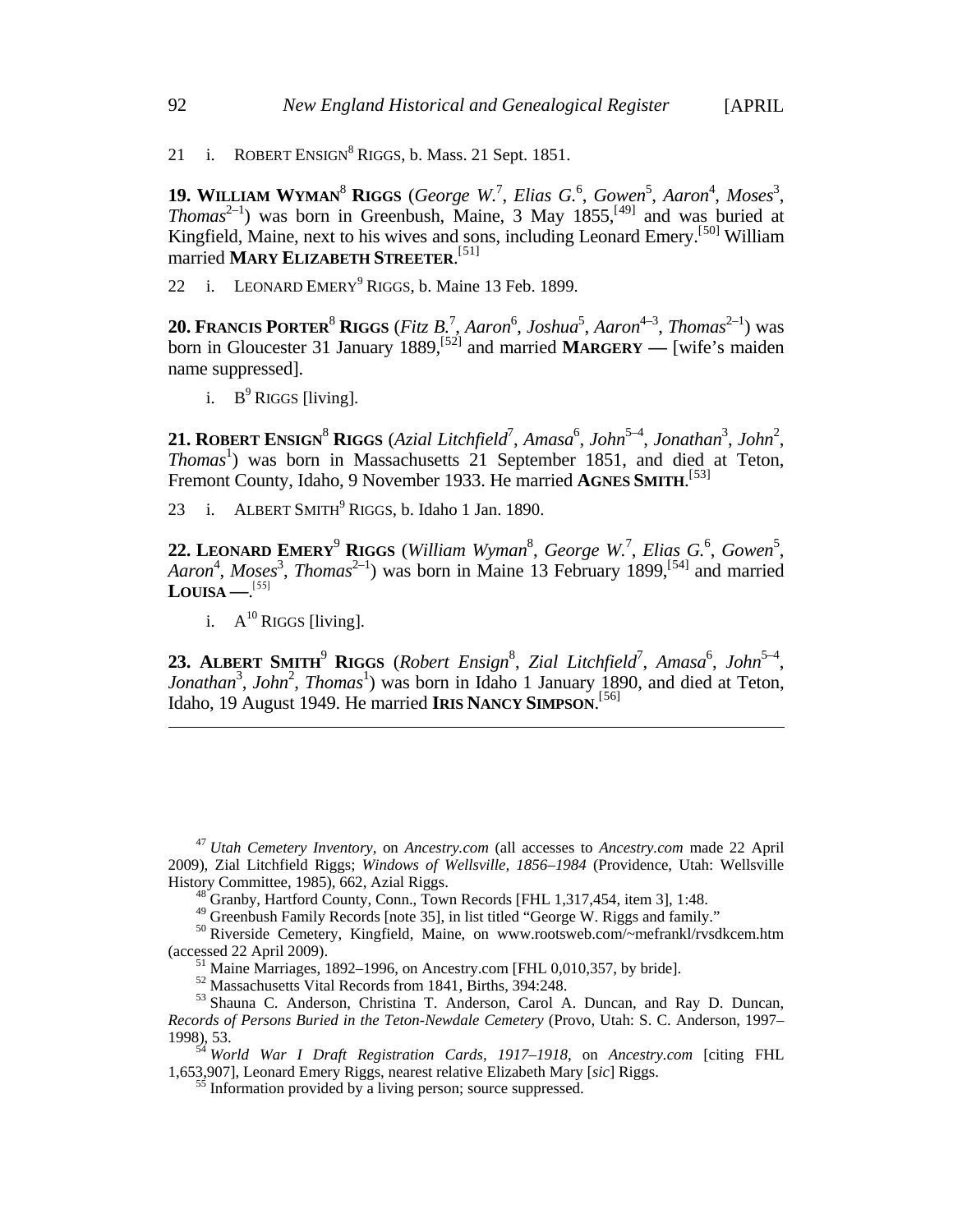21 i. ROBERT ENSIGN[8] RIGGS, b. Mass. 21 Sept. 1851.

**19. WILLIAM WYMAN[8] RIGGS** (*George W.*[7], *Elias G.*[6], *Gowen*[5], *Aaron*[4], *Moses*[3], *Thomas*[2–1]) was born in Greenbush, Maine, 3 May 1855,[49] and was buried at Kingfield, Maine, next to his wives and sons, including Leonard Emery.[50] William married **MARY ELIZABETH STREETER**.[51]

22 i. LEONARD EMERY[9] RIGGS, b. Maine 13 Feb. 1899.

**20. FRANCIS PORTER[8] RIGGS** (*Fitz B.*[7], *Aaron*[6], *Joshua*[5], *Aaron*[4–3], *Thomas*[2–1]) was born in Gloucester 31 January 1889,[52] and married **MARGERY —** [wife's maiden name suppressed].

i. B[9] RIGGS [living].

**21. ROBERT ENSIGN[8] RIGGS** (*Azial Litchfield*[7], *Amasa*[6], *John*[5–4], *Jonathan*[3], *John*[2], *Thomas*[1]) was born in Massachusetts 21 September 1851, and died at Teton, Fremont County, Idaho, 9 November 1933. He married **AGNES SMITH**.[53]

23 i. ALBERT SMITH[9] RIGGS, b. Idaho 1 Jan. 1890.

**22. LEONARD EMERY[9] RIGGS** (*William Wyman*[8], *George W.*[7], *Elias G.*[6], *Gowen*[5], *Aaron*[4], *Moses*[3], *Thomas*[2–1]) was born in Maine 13 February 1899,[54] and married **LOUISA —**.[55]

i. A[10] RIGGS [living].

**23. ALBERT SMITH[9] RIGGS** (*Robert Ensign*[8], *Zial Litchfield*[7], *Amasa*[6], *John*[5–4], *Jonathan*[3], *John*[2], *Thomas*[1]) was born in Idaho 1 January 1890, and died at Teton, Idaho, 19 August 1949. He married **IRIS NANCY SIMPSON**.[56]

---

[47] *Utah Cemetery Inventory*, on *Ancestry.com* (all accesses to *Ancestry.com* made 22 April 2009), Zial Litchfield Riggs; *Windows of Wellsville, 1856–1984* (Providence, Utah: Wellsville History Committee, 1985), 662, Azial Riggs.

[48] Granby, Hartford County, Conn., Town Records [FHL 1,317,454, item 3], 1:48.

[49] Greenbush Family Records [note 35], in list titled "George W. Riggs and family."

[50] Riverside Cemetery, Kingfield, Maine, on www.rootsweb.com/~mefrankl/rvsdkcem.htm (accessed 22 April 2009).

[51] Maine Marriages, 1892–1996, on Ancestry.com [FHL 0,010,357, by bride].

[52] Massachusetts Vital Records from 1841, Births, 394:248.

[53] Shauna C. Anderson, Christina T. Anderson, Carol A. Duncan, and Ray D. Duncan, *Records of Persons Buried in the Teton-Newdale Cemetery* (Provo, Utah: S. C. Anderson, 1997–1998), 53.

[54] *World War I Draft Registration Cards, 1917–1918*, on *Ancestry.com* [citing FHL 1,653,907], Leonard Emery Riggs, nearest relative Elizabeth Mary [*sic*] Riggs.

[55] Information provided by a living person; source suppressed.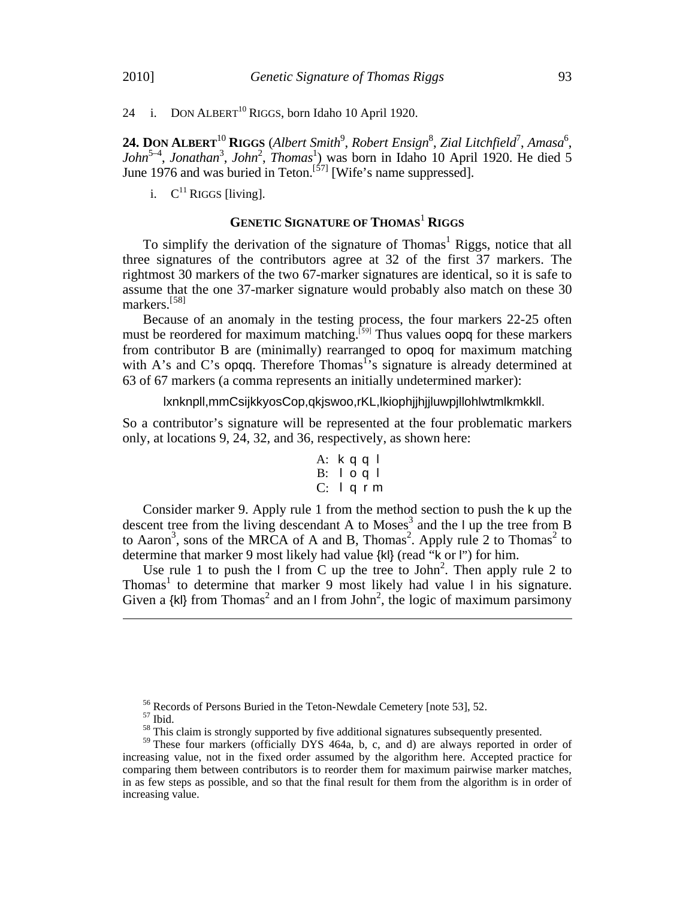24 i. DON ALBERT[10] RIGGS, born Idaho 10 April 1920.

**24. DON ALBERT[10] RIGGS** (*Albert Smith*[9], *Robert Ensign*[8], *Zial Litchfield*[7], *Amasa*[6], *John*[5–4], *Jonathan*[3], *John*[2], *Thomas*[1]) was born in Idaho 10 April 1920. He died 5 June 1976 and was buried in Teton.[57] [Wife's name suppressed].

i. C[11] RIGGS [living].

## GENETIC SIGNATURE OF THOMAS[1] RIGGS

To simplify the derivation of the signature of Thomas[1] Riggs, notice that all three signatures of the contributors agree at 32 of the first 37 markers. The rightmost 30 markers of the two 67-marker signatures are identical, so it is safe to assume that the one 37-marker signature would probably also match on these 30 markers.[58]

Because of an anomaly in the testing process, the four markers 22-25 often must be reordered for maximum matching.[59] Thus values oopq for these markers from contributor B are (minimally) rearranged to opoq for maximum matching with A's and C's opqq. Therefore Thomas[1]'s signature is already determined at 63 of 67 markers (a comma represents an initially undetermined marker):

lxnknpll,mmCsijkkyosCop,qkjswoo,rKL,lkiophjjhjjluwpjllohlwtmlkmkkll.

So a contributor's signature will be represented at the four problematic markers only, at locations 9, 24, 32, and 36, respectively, as shown here:

A: k q q l
B: l o q l
C: l q r m

Consider marker 9. Apply rule 1 from the method section to push the k up the descent tree from the living descendant A to Moses[3] and the l up the tree from B to Aaron[3], sons of the MRCA of A and B, Thomas[2]. Apply rule 2 to Thomas[2] to determine that marker 9 most likely had value {kl} (read "k or l") for him.

Use rule 1 to push the l from C up the tree to John[2]. Then apply rule 2 to Thomas[1] to determine that marker 9 most likely had value l in his signature. Given a {kl} from Thomas[2] and an l from John[2], the logic of maximum parsimony

---

[56] Records of Persons Buried in the Teton-Newdale Cemetery [note 53], 52.

[57] Ibid.

[58] This claim is strongly supported by five additional signatures subsequently presented.

[59] These four markers (officially DYS 464a, b, c, and d) are always reported in order of increasing value, not in the fixed order assumed by the algorithm here. Accepted practice for comparing them between contributors is to reorder them for maximum pairwise marker matches, in as few steps as possible, and so that the final result for them from the algorithm is in order of increasing value.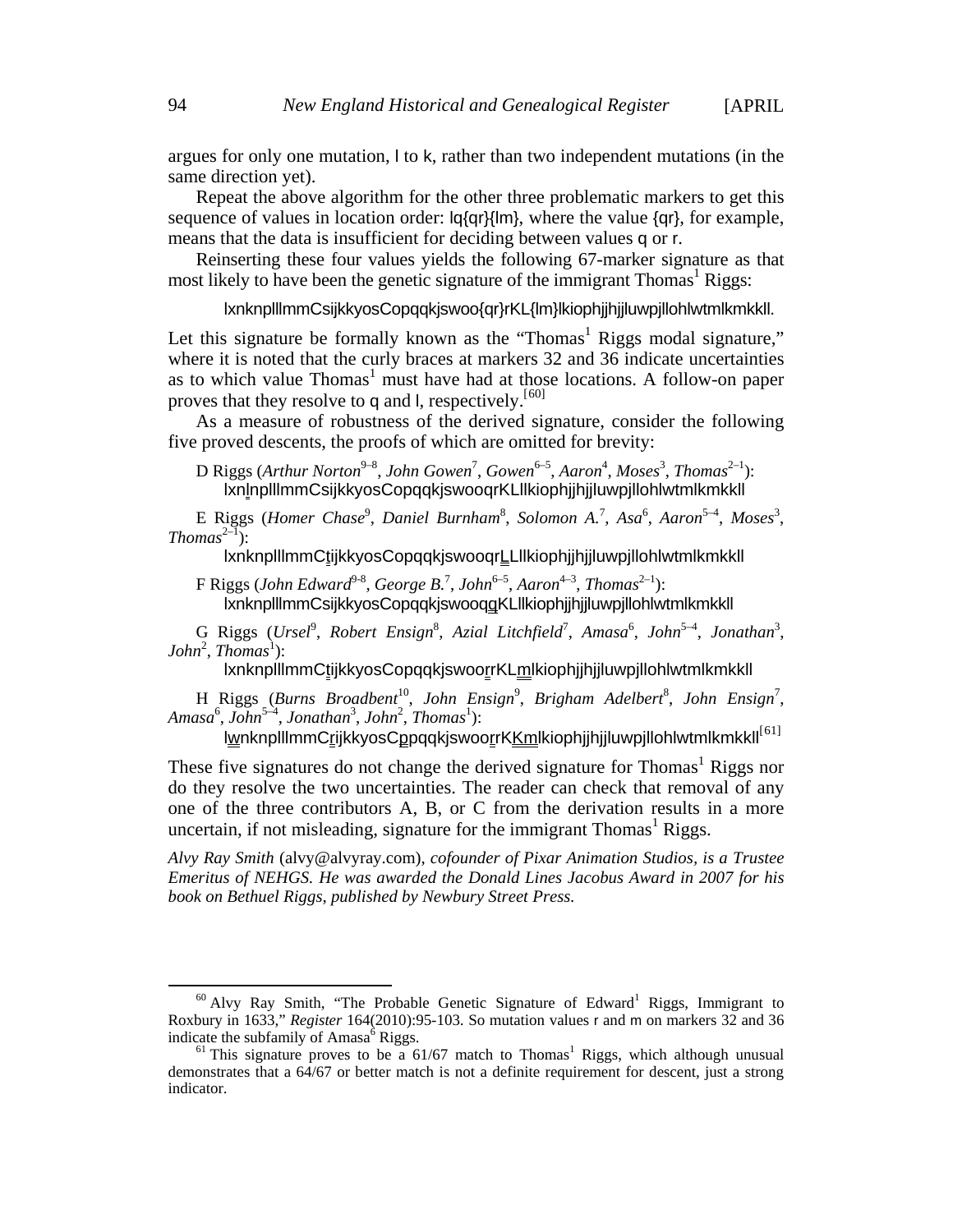argues for only one mutation, l to k, rather than two independent mutations (in the same direction yet).

Repeat the above algorithm for the other three problematic markers to get this sequence of values in location order: lq{qr}{lm}, where the value {qr}, for example, means that the data is insufficient for deciding between values q or r.

Reinserting these four values yields the following 67-marker signature as that most likely to have been the genetic signature of the immigrant Thomas[1] Riggs:

lxnknplllmmCsijkkyosCopqqkjswoo{qr}rKL{lm}lkiophjjhjjluwpjllohlwtmlkmkkll.

Let this signature be formally known as the "Thomas[1] Riggs modal signature," where it is noted that the curly braces at markers 32 and 36 indicate uncertainties as to which value Thomas[1] must have had at those locations. A follow-on paper proves that they resolve to q and l, respectively.[60]

As a measure of robustness of the derived signature, consider the following five proved descents, the proofs of which are omitted for brevity:

D Riggs (*Arthur Norton*[9–8], *John Gowen*[7], *Gowen*[6–5], *Aaron*[4], *Moses*[3], *Thomas*[2–1]):
lxnlnplllmmCsijkkyosCopqqkjswooqrKLllkiophjjhjjluwpjllohlwtmlkmkkll

E Riggs (*Homer Chase*[9], *Daniel Burnham*[8], *Solomon A.*[7], *Asa*[6], *Aaron*[5–4], *Moses*[3], *Thomas*[2–1]):
lxnknplllmmCtijkkyosCopqqkjswooqrLLllkiophjjhjjluwpjllohlwtmlkmkkll

F Riggs (*John Edward*[9-8], *George B.*[7], *John*[6–5], *Aaron*[4–3], *Thomas*[2–1]):
lxnknplllmmCsijkkyosCopqqkjswooqqKLllkiophjjhjjluwpjllohlwtmlkmkkll

G Riggs (*Ursel*[9], *Robert Ensign*[8], *Azial Litchfield*[7], *Amasa*[6], *John*[5–4], *Jonathan*[3], *John*[2], *Thomas*[1]):
lxnknplllmmCtijkkyosCopqqkjswoorrKLmlkiophjjhjjluwpjllohlwtmlkmkkll

H Riggs (*Burns Broadbent*[10], *John Ensign*[9], *Brigham Adelbert*[8], *John Ensign*[7], *Amasa*[6], *John*[5–4], *Jonathan*[3], *John*[2], *Thomas*[1]):
lwnknplllmmCrijkkyosCppqqkjswoorrKKmlkiophjjhjjluwpjllohlwtmlkmkkll[61]

These five signatures do not change the derived signature for Thomas[1] Riggs nor do they resolve the two uncertainties. The reader can check that removal of any one of the three contributors A, B, or C from the derivation results in a more uncertain, if not misleading, signature for the immigrant Thomas[1] Riggs.

*Alvy Ray Smith* (alvy@alvyray.com), *cofounder of Pixar Animation Studios, is a Trustee Emeritus of NEHGS. He was awarded the Donald Lines Jacobus Award in 2007 for his book on Bethuel Riggs, published by Newbury Street Press.*

---

[60] Alvy Ray Smith, "The Probable Genetic Signature of Edward[1] Riggs, Immigrant to Roxbury in 1633," *Register* 164(2010):95-103. So mutation values r and m on markers 32 and 36 indicate the subfamily of Amasa[6] Riggs.

[61] This signature proves to be a 61/67 match to Thomas[1] Riggs, which although unusual demonstrates that a 64/67 or better match is not a definite requirement for descent, just a strong indicator.